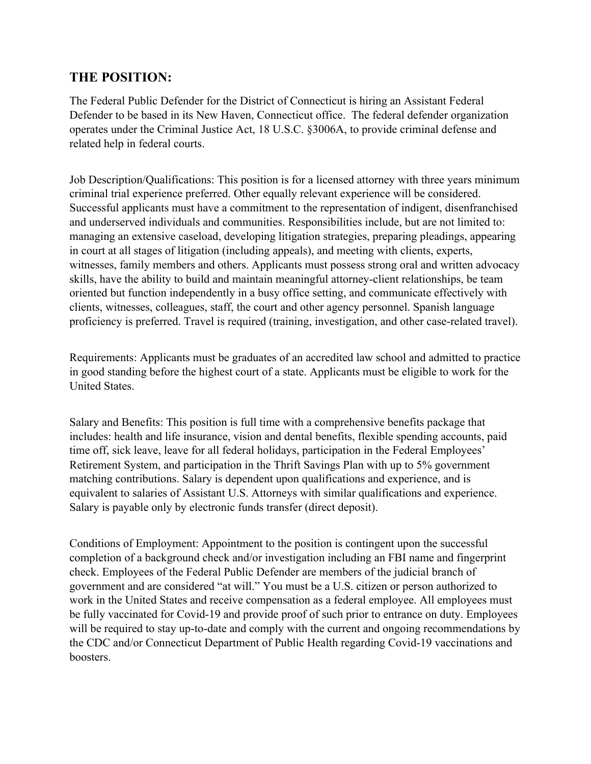## THE POSITION:

The Federal Public Defender for the District of Connecticut is hiring an Assistant Federal Defender to be based in its New Haven, Connecticut office. The federal defender organization operates under the Criminal Justice Act, 18 U.S.C. §3006A, to provide criminal defense and related help in federal courts.

Job Description/Qualifications: This position is for a licensed attorney with three years minimum criminal trial experience preferred. Other equally relevant experience will be considered. Successful applicants must have a commitment to the representation of indigent, disenfranchised and underserved individuals and communities. Responsibilities include, but are not limited to: managing an extensive caseload, developing litigation strategies, preparing pleadings, appearing in court at all stages of litigation (including appeals), and meeting with clients, experts, witnesses, family members and others. Applicants must possess strong oral and written advocacy skills, have the ability to build and maintain meaningful attorney-client relationships, be team oriented but function independently in a busy office setting, and communicate effectively with clients, witnesses, colleagues, staff, the court and other agency personnel. Spanish language proficiency is preferred. Travel is required (training, investigation, and other case-related travel).

Requirements: Applicants must be graduates of an accredited law school and admitted to practice in good standing before the highest court of a state. Applicants must be eligible to work for the United States.

Salary and Benefits: This position is full time with a comprehensive benefits package that includes: health and life insurance, vision and dental benefits, flexible spending accounts, paid time off, sick leave, leave for all federal holidays, participation in the Federal Employees' Retirement System, and participation in the Thrift Savings Plan with up to 5% government matching contributions. Salary is dependent upon qualifications and experience, and is equivalent to salaries of Assistant U.S. Attorneys with similar qualifications and experience. Salary is payable only by electronic funds transfer (direct deposit).

Conditions of Employment: Appointment to the position is contingent upon the successful completion of a background check and/or investigation including an FBI name and fingerprint check. Employees of the Federal Public Defender are members of the judicial branch of government and are considered "at will." You must be a U.S. citizen or person authorized to work in the United States and receive compensation as a federal employee. All employees must be fully vaccinated for Covid-19 and provide proof of such prior to entrance on duty. Employees will be required to stay up-to-date and comply with the current and ongoing recommendations by the CDC and/or Connecticut Department of Public Health regarding Covid-19 vaccinations and boosters.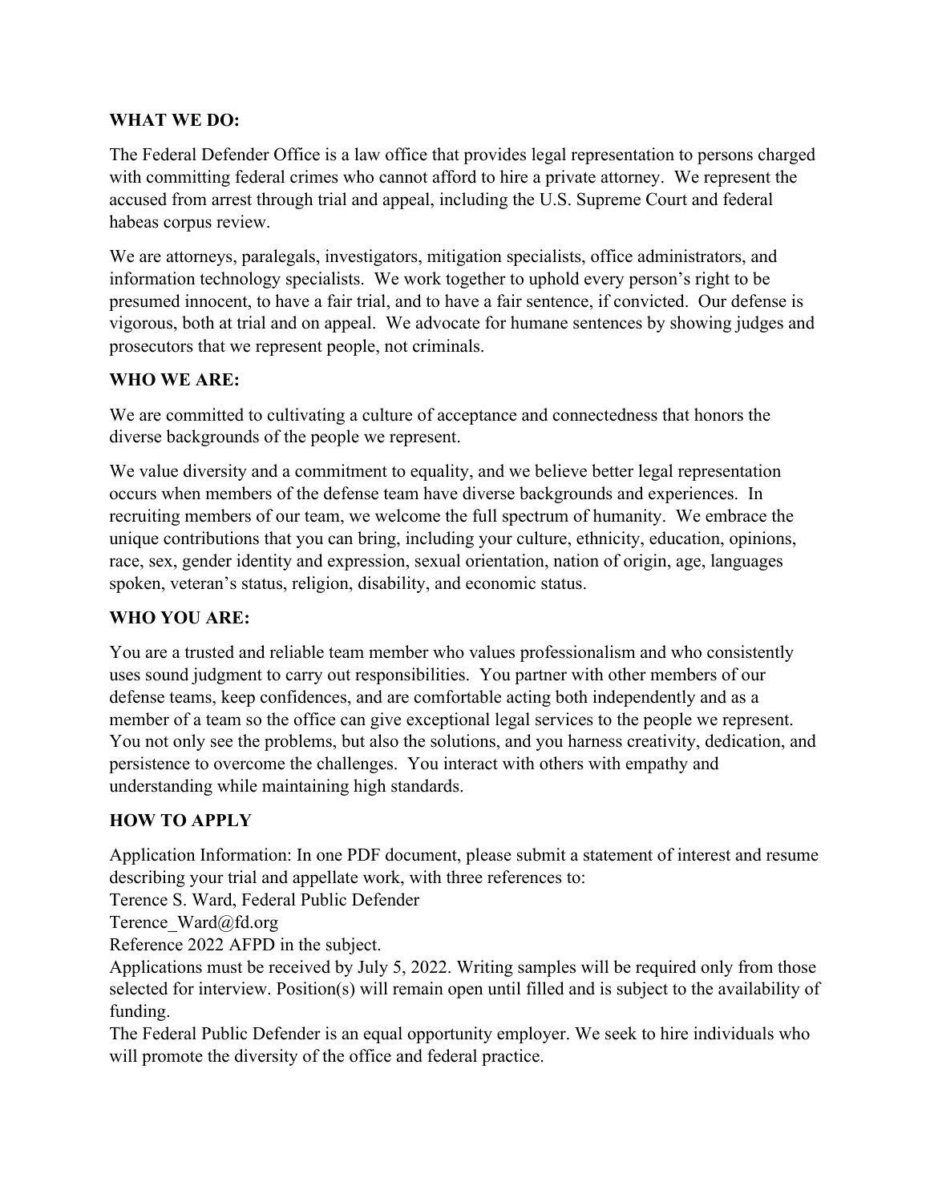**WHAT WE DO:**

The Federal Defender Office is a law office that provides legal representation to persons charged with committing federal crimes who cannot afford to hire a private attorney. We represent the accused from arrest through trial and appeal, including the U.S. Supreme Court and federal habeas corpus review.

We are attorneys, paralegals, investigators, mitigation specialists, office administrators, and information technology specialists. We work together to uphold every person's right to be presumed innocent, to have a fair trial, and to have a fair sentence, if convicted. Our defense is vigorous, both at trial and on appeal. We advocate for humane sentences by showing judges and prosecutors that we represent people, not criminals.

**WHO WE ARE:**

We are committed to cultivating a culture of acceptance and connectedness that honors the diverse backgrounds of the people we represent.

We value diversity and a commitment to equality, and we believe better legal representation occurs when members of the defense team have diverse backgrounds and experiences. In recruiting members of our team, we welcome the full spectrum of humanity. We embrace the unique contributions that you can bring, including your culture, ethnicity, education, opinions, race, sex, gender identity and expression, sexual orientation, nation of origin, age, languages spoken, veteran's status, religion, disability, and economic status.

**WHO YOU ARE:**

You are a trusted and reliable team member who values professionalism and who consistently uses sound judgment to carry out responsibilities. You partner with other members of our defense teams, keep confidences, and are comfortable acting both independently and as a member of a team so the office can give exceptional legal services to the people we represent. You not only see the problems, but also the solutions, and you harness creativity, dedication, and persistence to overcome the challenges. You interact with others with empathy and understanding while maintaining high standards.

**HOW TO APPLY**

Application Information: In one PDF document, please submit a statement of interest and resume describing your trial and appellate work, with three references to:
Terence S. Ward, Federal Public Defender
Terence_Ward@fd.org
Reference 2022 AFPD in the subject.
Applications must be received by July 5, 2022. Writing samples will be required only from those selected for interview. Position(s) will remain open until filled and is subject to the availability of funding.
The Federal Public Defender is an equal opportunity employer. We seek to hire individuals who will promote the diversity of the office and federal practice.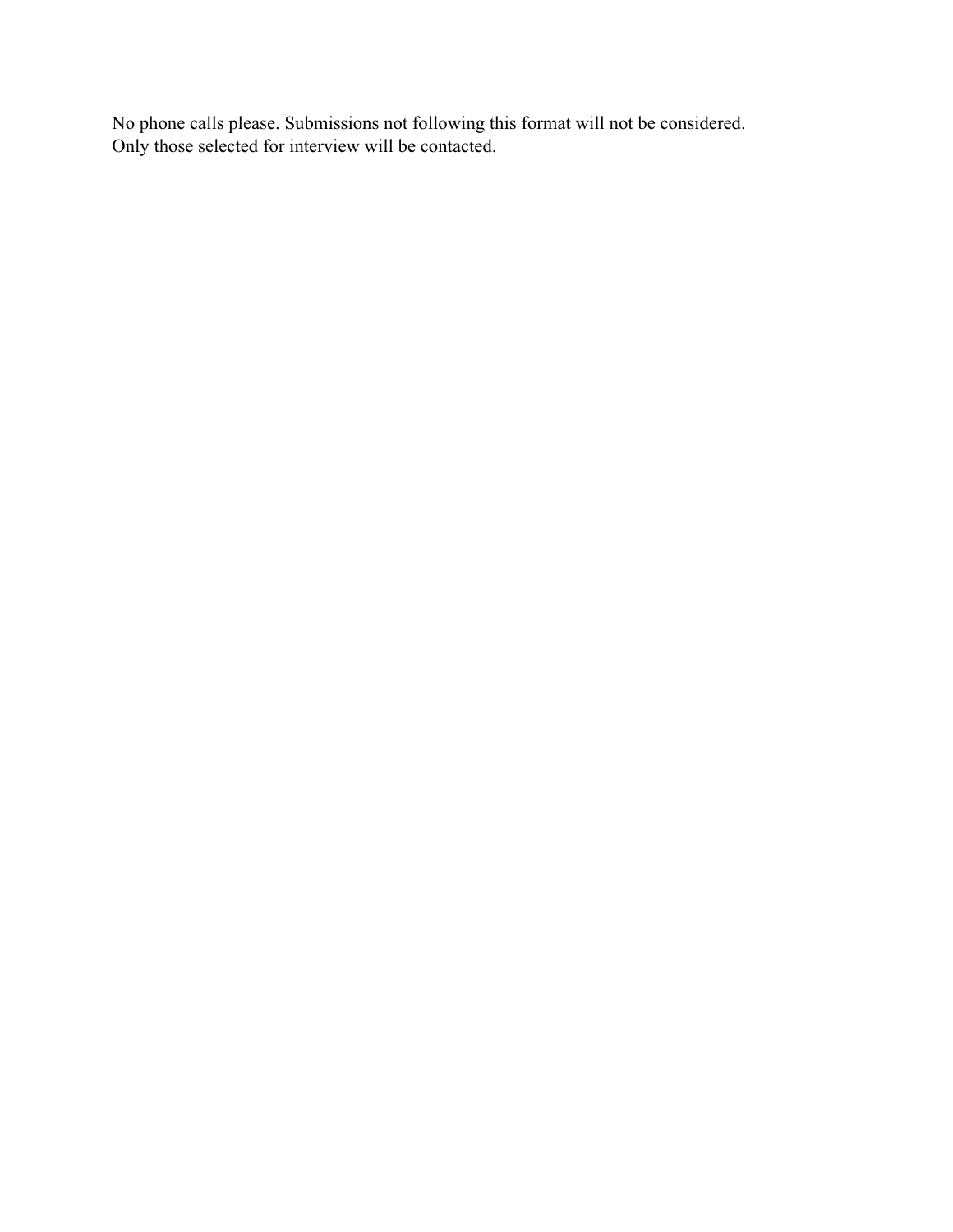No phone calls please. Submissions not following this format will not be considered.
Only those selected for interview will be contacted.